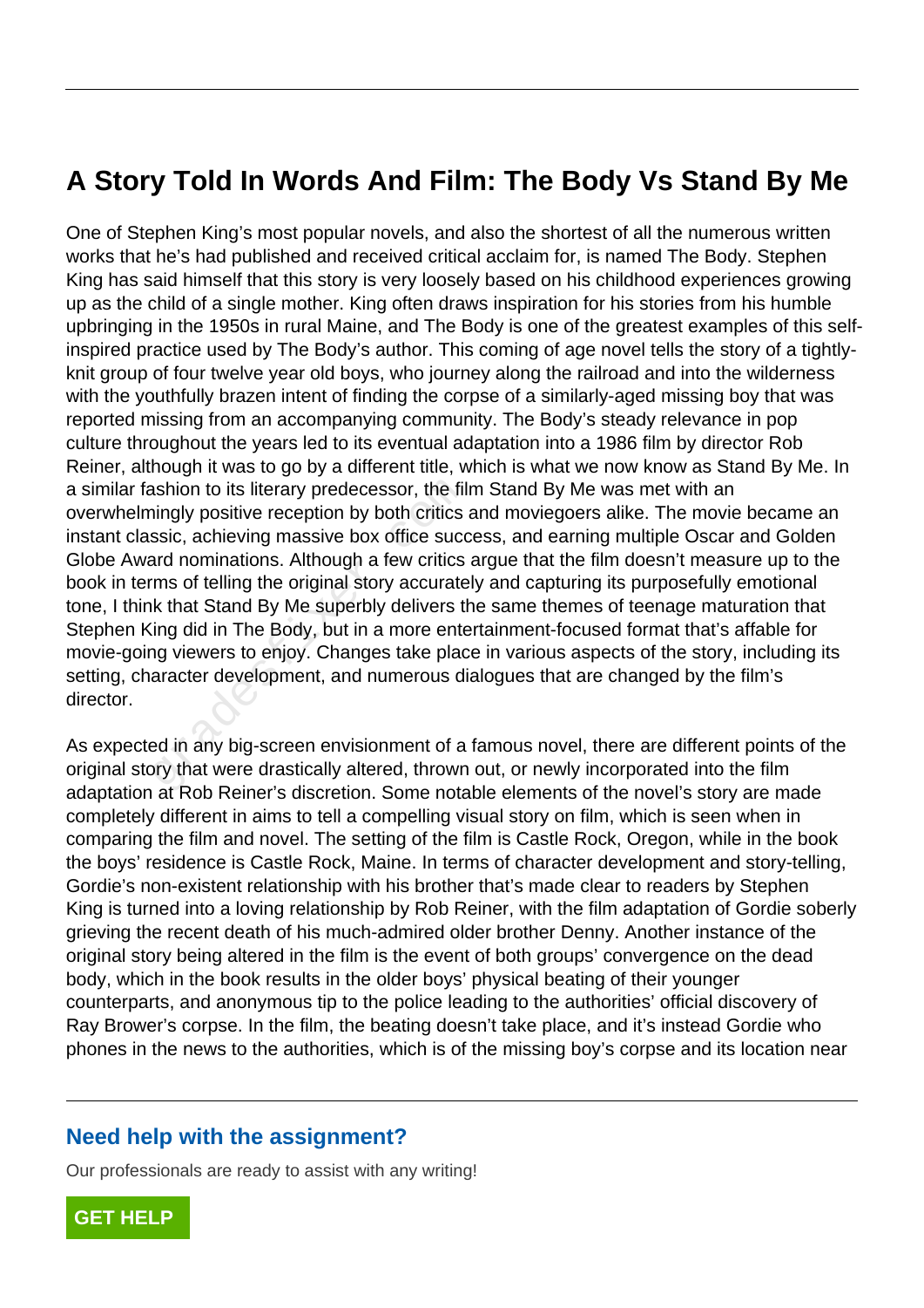# A Story Told In Words And Film: The Body Vs Stand By Me

One of Stephen King's most popular novels, and also the shortest of all the numerous written works that he's had published and received critical acclaim for, is named The Body. Stephen King has said himself that this story is very loosely based on his childhood experiences growing up as the child of a single mother. King often draws inspiration for his stories from his humble upbringing in the 1950s in rural Maine, and The Body is one of the greatest examples of this self-inspired practice used by The Body's author. This coming of age novel tells the story of a tightly-knit group of four twelve year old boys, who journey along the railroad and into the wilderness with the youthfully brazen intent of finding the corpse of a similarly-aged missing boy that was reported missing from an accompanying community. The Body's steady relevance in pop culture throughout the years led to its eventual adaptation into a 1986 film by director Rob Reiner, although it was to go by a different title, which is what we now know as Stand By Me. In a similar fashion to its literary predecessor, the film Stand By Me was met with an overwhelmingly positive reception by both critics and moviegoers alike. The movie became an instant classic, achieving massive box office success, and earning multiple Oscar and Golden Globe Award nominations. Although a few critics argue that the film doesn't measure up to the book in terms of telling the original story accurately and capturing its purposefully emotional tone, I think that Stand By Me superbly delivers the same themes of teenage maturation that Stephen King did in The Body, but in a more entertainment-focused format that's affable for movie-going viewers to enjoy. Changes take place in various aspects of the story, including its setting, character development, and numerous dialogues that are changed by the film's director.

As expected in any big-screen envisionment of a famous novel, there are different points of the original story that were drastically altered, thrown out, or newly incorporated into the film adaptation at Rob Reiner's discretion. Some notable elements of the novel's story are made completely different in aims to tell a compelling visual story on film, which is seen when in comparing the film and novel. The setting of the film is Castle Rock, Oregon, while in the book the boys' residence is Castle Rock, Maine. In terms of character development and story-telling, Gordie's non-existent relationship with his brother that's made clear to readers by Stephen King is turned into a loving relationship by Rob Reiner, with the film adaptation of Gordie soberly grieving the recent death of his much-admired older brother Denny. Another instance of the original story being altered in the film is the event of both groups' convergence on the dead body, which in the book results in the older boys' physical beating of their younger counterparts, and anonymous tip to the police leading to the authorities' official discovery of Ray Brower's corpse. In the film, the beating doesn't take place, and it's instead Gordie who phones in the news to the authorities, which is of the missing boy's corpse and its location near

## Need help with the assignment?

Our professionals are ready to assist with any writing!

GET HELP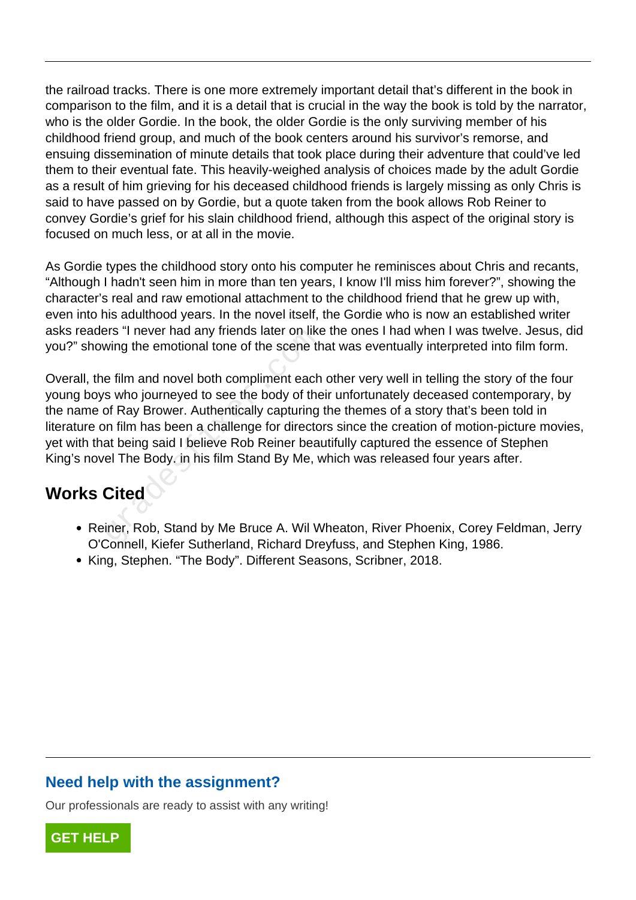the railroad tracks. There is one more extremely important detail that's different in the book in comparison to the film, and it is a detail that is crucial in the way the book is told by the narrator, who is the older Gordie. In the book, the older Gordie is the only surviving member of his childhood friend group, and much of the book centers around his survivor's remorse, and ensuing dissemination of minute details that took place during their adventure that could've led them to their eventual fate. This heavily-weighed analysis of choices made by the adult Gordie as a result of him grieving for his deceased childhood friends is largely missing as only Chris is said to have passed on by Gordie, but a quote taken from the book allows Rob Reiner to convey Gordie's grief for his slain childhood friend, although this aspect of the original story is focused on much less, or at all in the movie.

As Gordie types the childhood story onto his computer he reminisces about Chris and recants, "Although I hadn't seen him in more than ten years, I know I'll miss him forever?", showing the character's real and raw emotional attachment to the childhood friend that he grew up with, even into his adulthood years. In the novel itself, the Gordie who is now an established writer asks readers "I never had any friends later on like the ones I had when I was twelve. Jesus, did you?" showing the emotional tone of the scene that was eventually interpreted into film form.

Overall, the film and novel both compliment each other very well in telling the story of the four young boys who journeyed to see the body of their unfortunately deceased contemporary, by the name of Ray Brower. Authentically capturing the themes of a story that's been told in literature on film has been a challenge for directors since the creation of motion-picture movies, yet with that being said I believe Rob Reiner beautifully captured the essence of Stephen King's novel The Body. in his film Stand By Me, which was released four years after.

## Works Cited

- Reiner, Rob, Stand by Me Bruce A. Wil Wheaton, River Phoenix, Corey Feldman, Jerry O'Connell, Kiefer Sutherland, Richard Dreyfuss, and Stephen King, 1986.
- King, Stephen. "The Body". Different Seasons, Scribner, 2018.

## Need help with the assignment?

Our professionals are ready to assist with any writing!

**GET HELP**